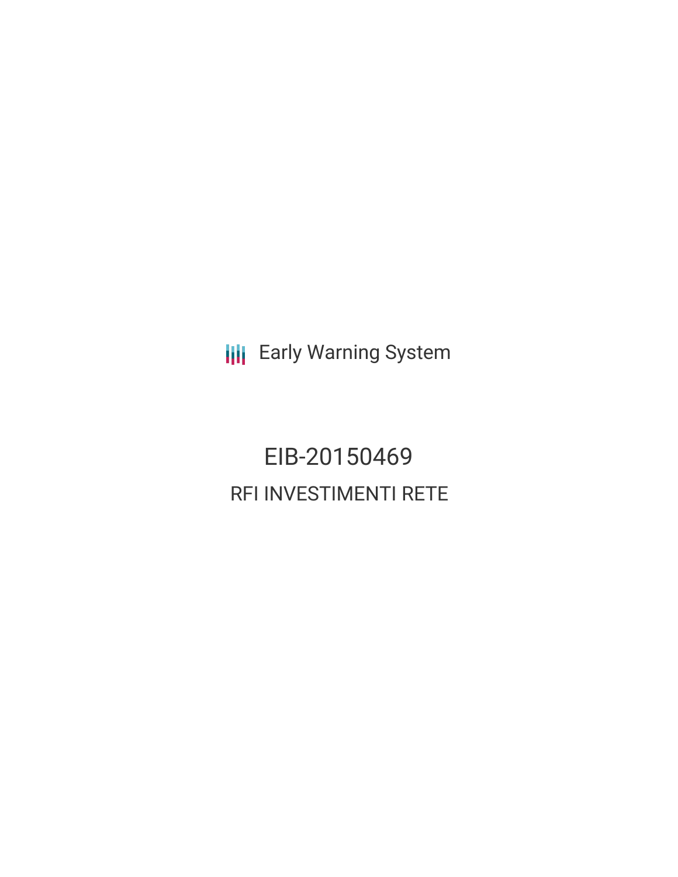Early Warning System

# EIB-20150469

## RFI INVESTIMENTI RETE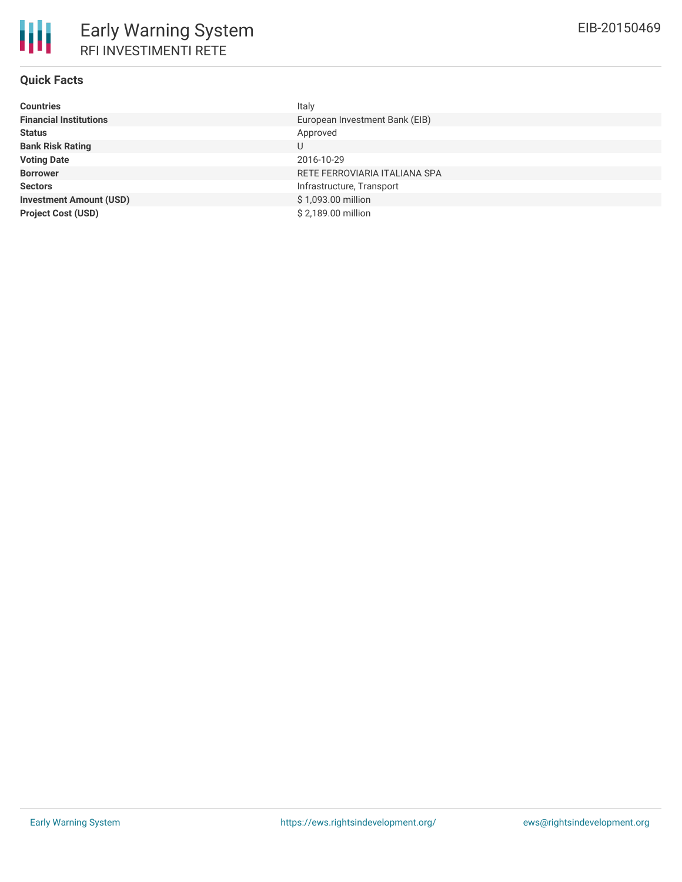## Quick Facts

| | |
|---|---|
| **Countries** | Italy |
| **Financial Institutions** | European Investment Bank (EIB) |
| **Status** | Approved |
| **Bank Risk Rating** | U |
| **Voting Date** | 2016-10-29 |
| **Borrower** | RETE FERROVIARIA ITALIANA SPA |
| **Sectors** | Infrastructure, Transport |
| **Investment Amount (USD)** | $ 1,093.00 million |
| **Project Cost (USD)** | $ 2,189.00 million |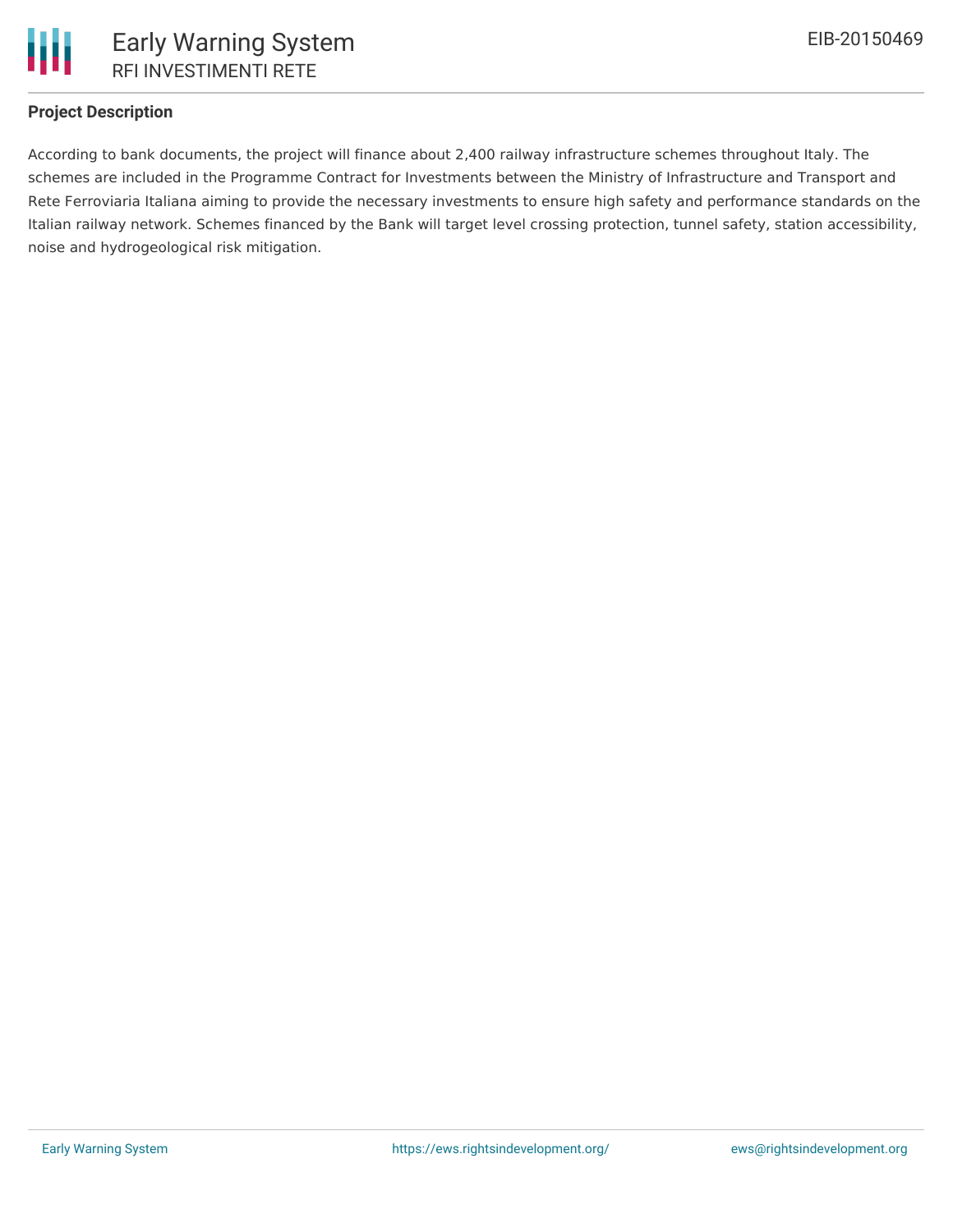## Project Description

According to bank documents, the project will finance about 2,400 railway infrastructure schemes throughout Italy. The schemes are included in the Programme Contract for Investments between the Ministry of Infrastructure and Transport and Rete Ferroviaria Italiana aiming to provide the necessary investments to ensure high safety and performance standards on the Italian railway network. Schemes financed by the Bank will target level crossing protection, tunnel safety, station accessibility, noise and hydrogeological risk mitigation.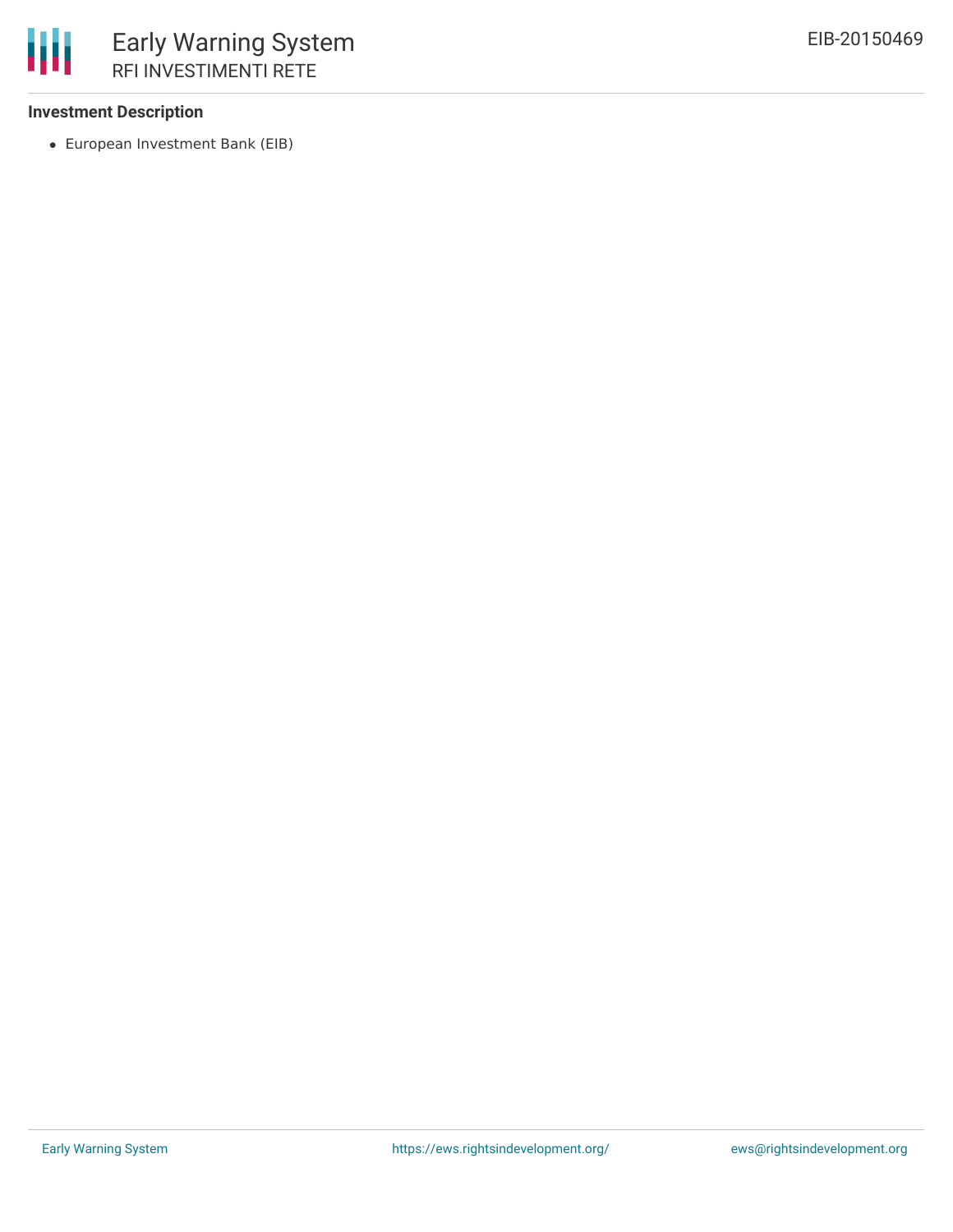**Investment Description**

- European Investment Bank (EIB)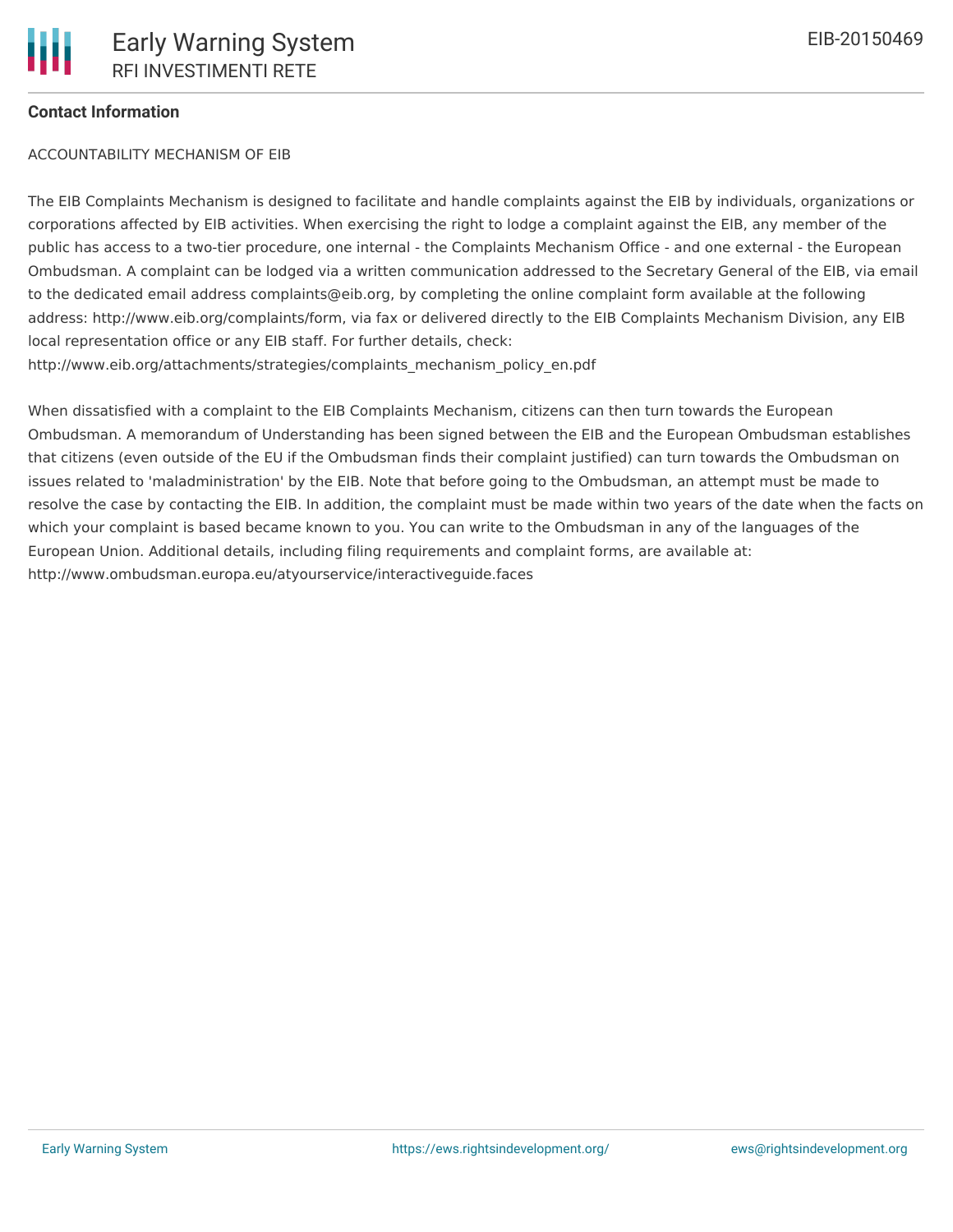**Contact Information**

ACCOUNTABILITY MECHANISM OF EIB

The EIB Complaints Mechanism is designed to facilitate and handle complaints against the EIB by individuals, organizations or corporations affected by EIB activities. When exercising the right to lodge a complaint against the EIB, any member of the public has access to a two-tier procedure, one internal - the Complaints Mechanism Office - and one external - the European Ombudsman. A complaint can be lodged via a written communication addressed to the Secretary General of the EIB, via email to the dedicated email address complaints@eib.org, by completing the online complaint form available at the following address: http://www.eib.org/complaints/form, via fax or delivered directly to the EIB Complaints Mechanism Division, any EIB local representation office or any EIB staff. For further details, check: http://www.eib.org/attachments/strategies/complaints_mechanism_policy_en.pdf

When dissatisfied with a complaint to the EIB Complaints Mechanism, citizens can then turn towards the European Ombudsman. A memorandum of Understanding has been signed between the EIB and the European Ombudsman establishes that citizens (even outside of the EU if the Ombudsman finds their complaint justified) can turn towards the Ombudsman on issues related to 'maladministration' by the EIB. Note that before going to the Ombudsman, an attempt must be made to resolve the case by contacting the EIB. In addition, the complaint must be made within two years of the date when the facts on which your complaint is based became known to you. You can write to the Ombudsman in any of the languages of the European Union. Additional details, including filing requirements and complaint forms, are available at: http://www.ombudsman.europa.eu/atyourservice/interactiveguide.faces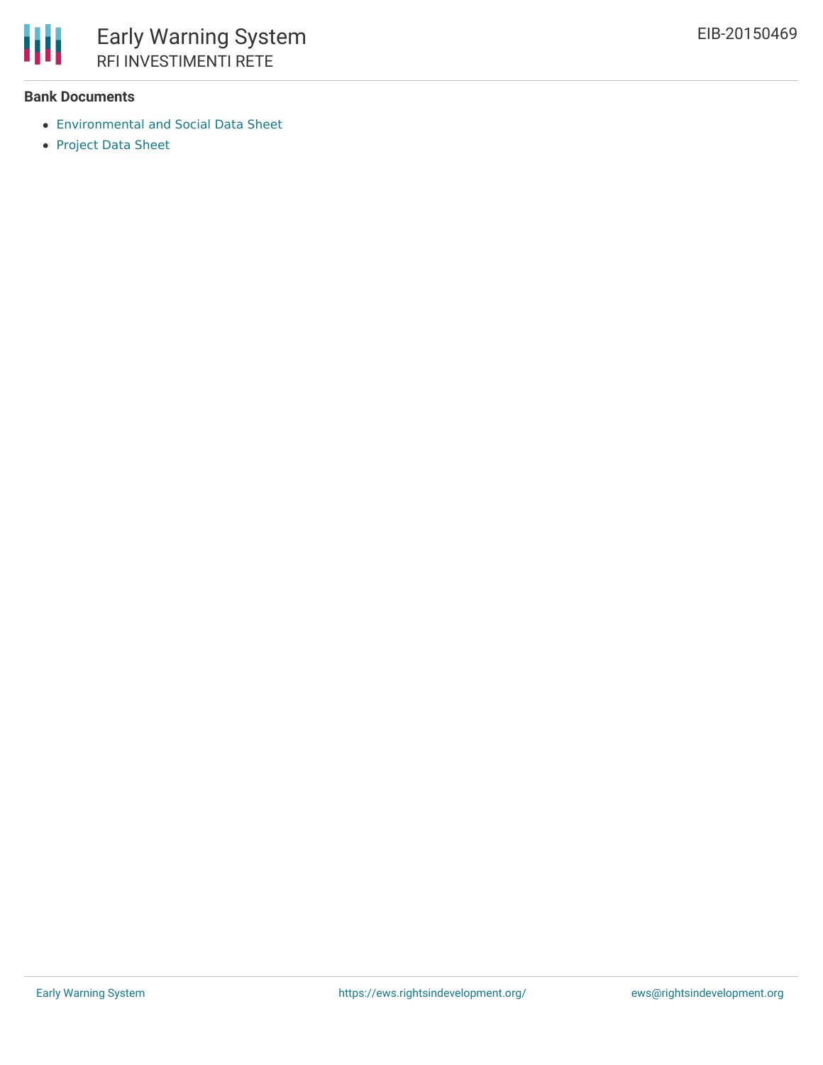**Bank Documents**

- Environmental and Social Data Sheet
- Project Data Sheet